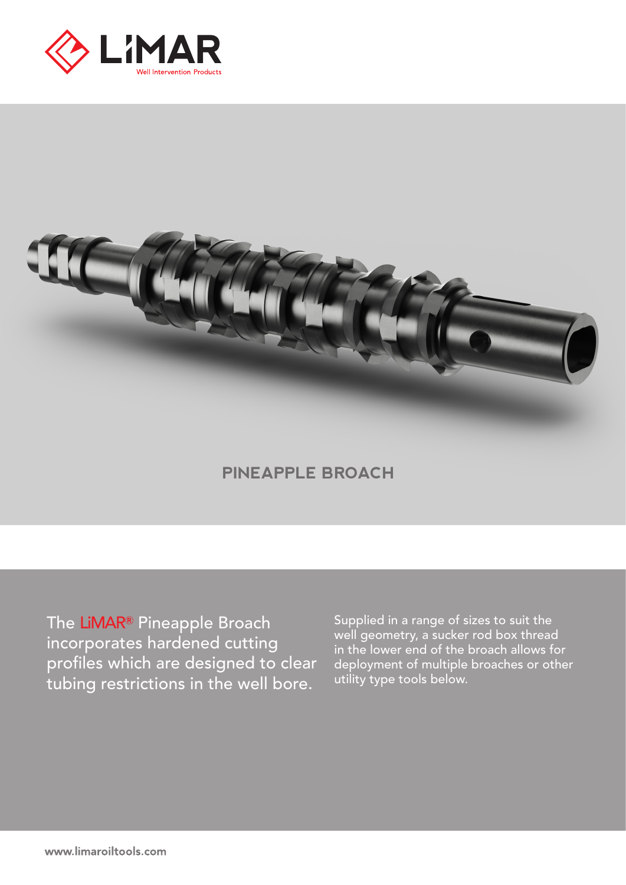LiMAR

Well Intervention Products

# PINEAPPLE BROACH

The LiMAR® Pineapple Broach incorporates hardened cutting profiles which are designed to clear tubing restrictions in the well bore.

Supplied in a range of sizes to suit the well geometry, a sucker rod box thread in the lower end of the broach allows for deployment of multiple broaches or other utility type tools below.

www.limaroiltools.com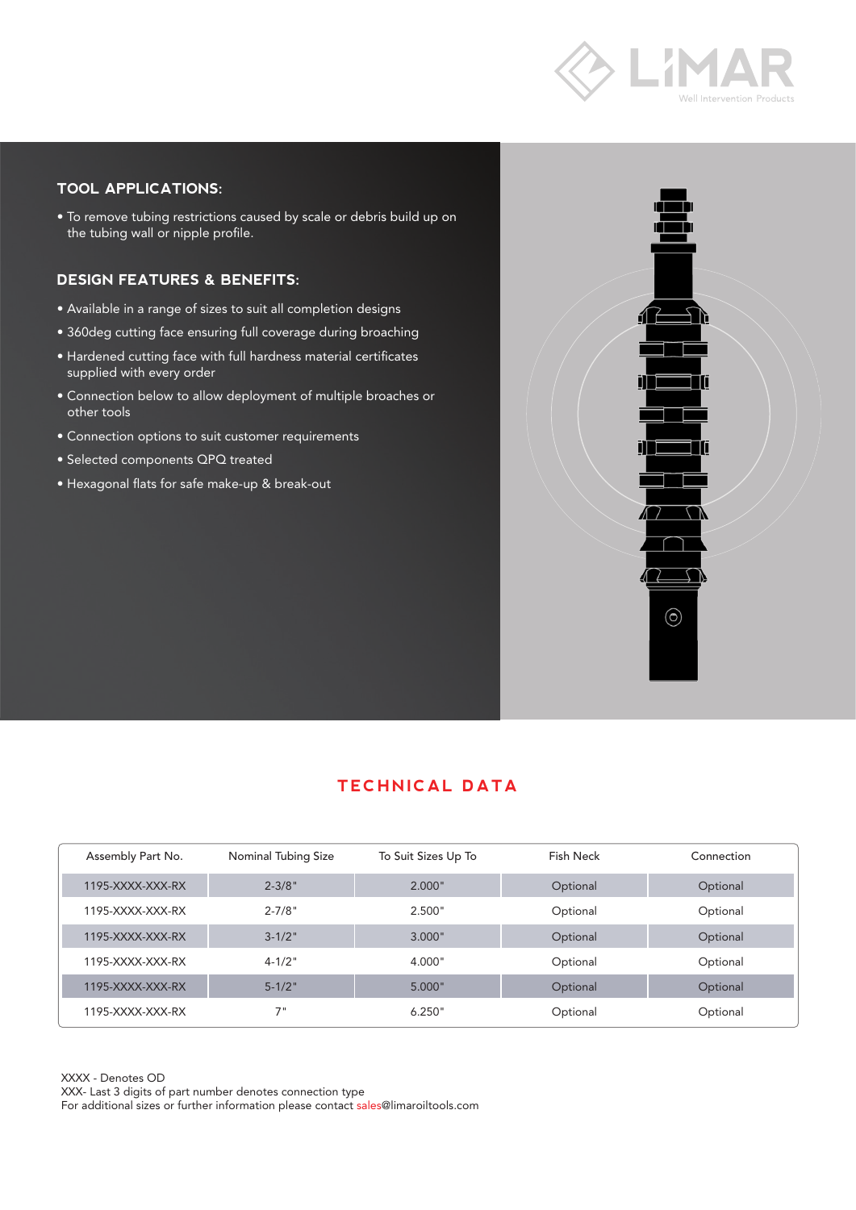## TOOL APPLICATIONS:

- To remove tubing restrictions caused by scale or debris build up on the tubing wall or nipple profile.

## DESIGN FEATURES & BENEFITS:

- Available in a range of sizes to suit all completion designs
- 360deg cutting face ensuring full coverage during broaching
- Hardened cutting face with full hardness material certificates supplied with every order
- Connection below to allow deployment of multiple broaches or other tools
- Connection options to suit customer requirements
- Selected components QPQ treated
- Hexagonal flats for safe make-up & break-out

## TECHNICAL DATA

| Assembly Part No. | Nominal Tubing Size | To Suit Sizes Up To | Fish Neck | Connection |
|---|---|---|---|---|
| 1195-XXXX-XXX-RX | 2-3/8" | 2.000" | Optional | Optional |
| 1195-XXXX-XXX-RX | 2-7/8" | 2.500" | Optional | Optional |
| 1195-XXXX-XXX-RX | 3-1/2" | 3.000" | Optional | Optional |
| 1195-XXXX-XXX-RX | 4-1/2" | 4.000" | Optional | Optional |
| 1195-XXXX-XXX-RX | 5-1/2" | 5.000" | Optional | Optional |
| 1195-XXXX-XXX-RX | 7" | 6.250" | Optional | Optional |

XXXX - Denotes OD
XXX- Last 3 digits of part number denotes connection type
For additional sizes or further information please contact sales@limaroiltools.com